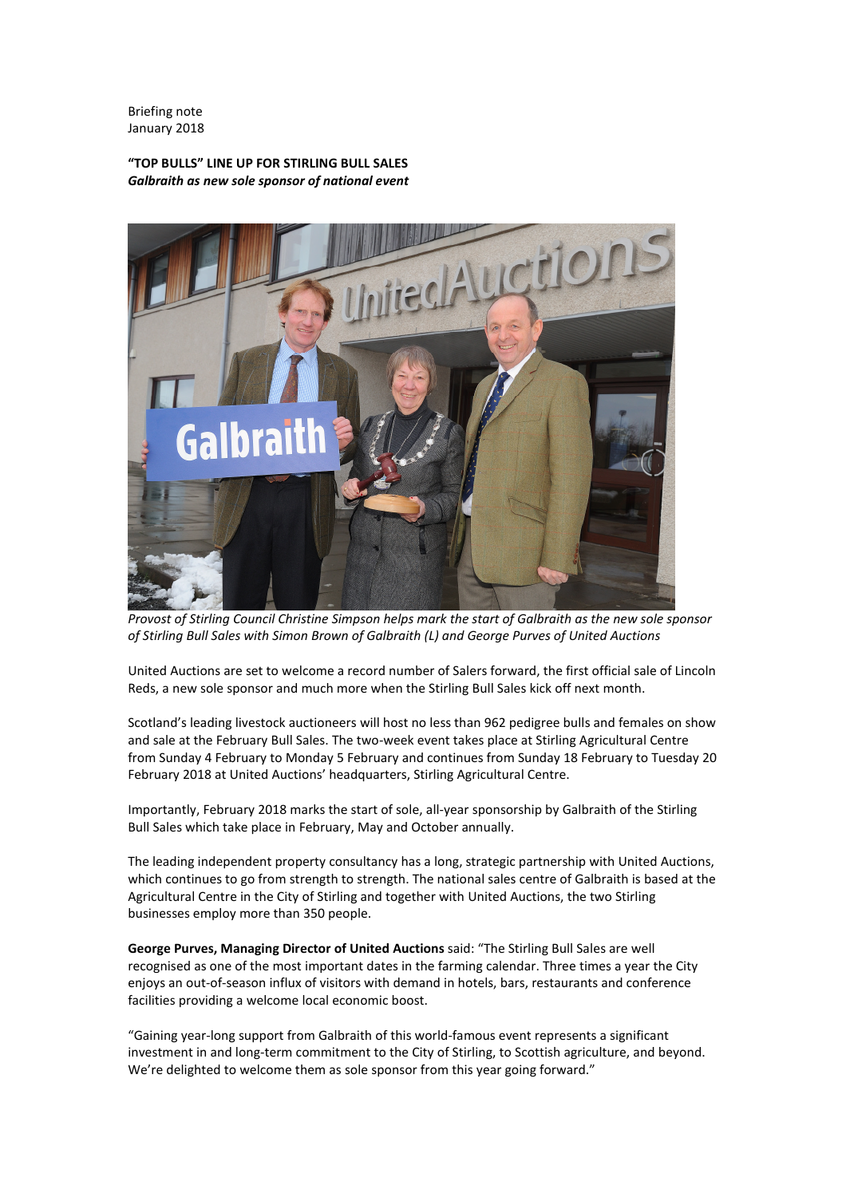Briefing note
January 2018

**"TOP BULLS" LINE UP FOR STIRLING BULL SALES**
***Galbraith as new sole sponsor of national event***

*Provost of Stirling Council Christine Simpson helps mark the start of Galbraith as the new sole sponsor of Stirling Bull Sales with Simon Brown of Galbraith (L) and George Purves of United Auctions*

United Auctions are set to welcome a record number of Salers forward, the first official sale of Lincoln Reds, a new sole sponsor and much more when the Stirling Bull Sales kick off next month.

Scotland's leading livestock auctioneers will host no less than 962 pedigree bulls and females on show and sale at the February Bull Sales. The two-week event takes place at Stirling Agricultural Centre from Sunday 4 February to Monday 5 February and continues from Sunday 18 February to Tuesday 20 February 2018 at United Auctions' headquarters, Stirling Agricultural Centre.

Importantly, February 2018 marks the start of sole, all-year sponsorship by Galbraith of the Stirling Bull Sales which take place in February, May and October annually.

The leading independent property consultancy has a long, strategic partnership with United Auctions, which continues to go from strength to strength. The national sales centre of Galbraith is based at the Agricultural Centre in the City of Stirling and together with United Auctions, the two Stirling businesses employ more than 350 people.

**George Purves, Managing Director of United Auctions** said: "The Stirling Bull Sales are well recognised as one of the most important dates in the farming calendar. Three times a year the City enjoys an out-of-season influx of visitors with demand in hotels, bars, restaurants and conference facilities providing a welcome local economic boost.

"Gaining year-long support from Galbraith of this world-famous event represents a significant investment in and long-term commitment to the City of Stirling, to Scottish agriculture, and beyond. We're delighted to welcome them as sole sponsor from this year going forward."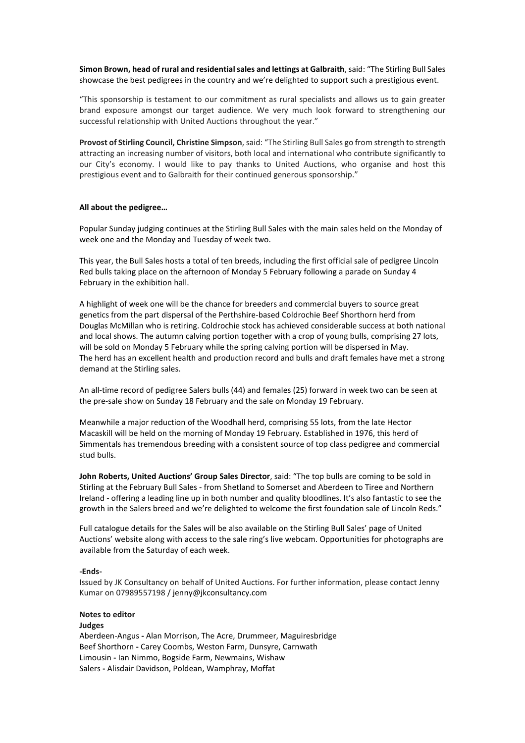**Simon Brown, head of rural and residential sales and lettings at Galbraith**, said: "The Stirling Bull Sales showcase the best pedigrees in the country and we're delighted to support such a prestigious event.

"This sponsorship is testament to our commitment as rural specialists and allows us to gain greater brand exposure amongst our target audience. We very much look forward to strengthening our successful relationship with United Auctions throughout the year."

**Provost of Stirling Council, Christine Simpson**, said: "The Stirling Bull Sales go from strength to strength attracting an increasing number of visitors, both local and international who contribute significantly to our City's economy. I would like to pay thanks to United Auctions, who organise and host this prestigious event and to Galbraith for their continued generous sponsorship."

**All about the pedigree…**

Popular Sunday judging continues at the Stirling Bull Sales with the main sales held on the Monday of week one and the Monday and Tuesday of week two.

This year, the Bull Sales hosts a total of ten breeds, including the first official sale of pedigree Lincoln Red bulls taking place on the afternoon of Monday 5 February following a parade on Sunday 4 February in the exhibition hall.

A highlight of week one will be the chance for breeders and commercial buyers to source great genetics from the part dispersal of the Perthshire-based Coldrochie Beef Shorthorn herd from Douglas McMillan who is retiring. Coldrochie stock has achieved considerable success at both national and local shows. The autumn calving portion together with a crop of young bulls, comprising 27 lots, will be sold on Monday 5 February while the spring calving portion will be dispersed in May. The herd has an excellent health and production record and bulls and draft females have met a strong demand at the Stirling sales.

An all-time record of pedigree Salers bulls (44) and females (25) forward in week two can be seen at the pre-sale show on Sunday 18 February and the sale on Monday 19 February.

Meanwhile a major reduction of the Woodhall herd, comprising 55 lots, from the late Hector Macaskill will be held on the morning of Monday 19 February. Established in 1976, this herd of Simmentals has tremendous breeding with a consistent source of top class pedigree and commercial stud bulls.

**John Roberts, United Auctions' Group Sales Director**, said: "The top bulls are coming to be sold in Stirling at the February Bull Sales - from Shetland to Somerset and Aberdeen to Tiree and Northern Ireland - offering a leading line up in both number and quality bloodlines. It's also fantastic to see the growth in the Salers breed and we're delighted to welcome the first foundation sale of Lincoln Reds."

Full catalogue details for the Sales will be also available on the Stirling Bull Sales' page of United Auctions' website along with access to the sale ring's live webcam. Opportunities for photographs are available from the Saturday of each week.

**-Ends-**

Issued by JK Consultancy on behalf of United Auctions. For further information, please contact Jenny Kumar on 07989557198 / jenny@jkconsultancy.com

**Notes to editor**

**Judges**

Aberdeen-Angus **-** Alan Morrison, The Acre, Drummeer, Maguiresbridge
Beef Shorthorn **-** Carey Coombs, Weston Farm, Dunsyre, Carnwath
Limousin **-** Ian Nimmo, Bogside Farm, Newmains, Wishaw
Salers **-** Alisdair Davidson, Poldean, Wamphray, Moffat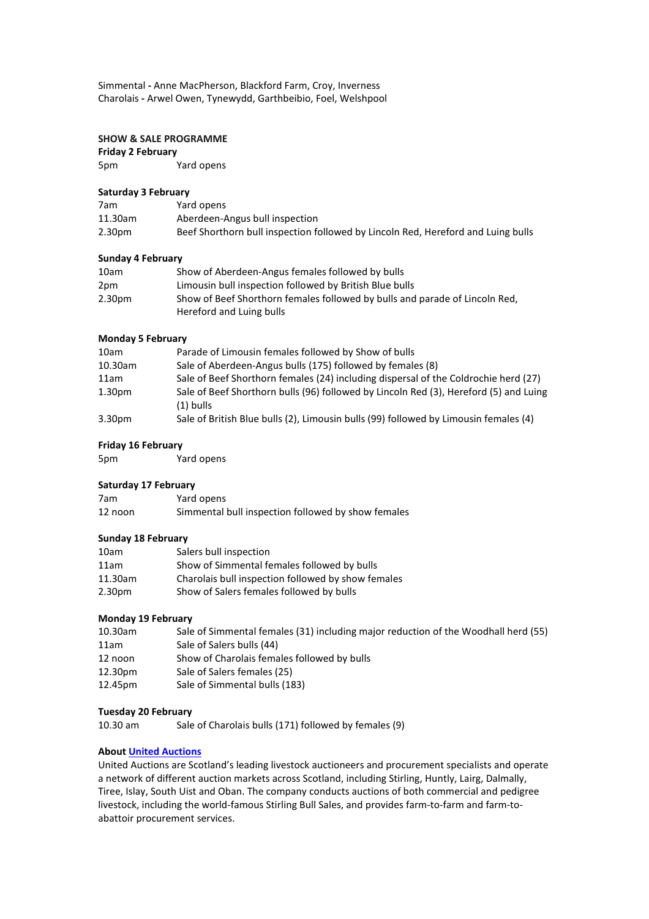Simmental **-** Anne MacPherson, Blackford Farm, Croy, Inverness
Charolais **-** Arwel Owen, Tynewydd, Garthbeibio, Foel, Welshpool

**SHOW & SALE PROGRAMME**

**Friday 2 February**

| | |
|---|---|
| 5pm | Yard opens |

**Saturday 3 February**

| | |
|---|---|
| 7am | Yard opens |
| 11.30am | Aberdeen-Angus bull inspection |
| 2.30pm | Beef Shorthorn bull inspection followed by Lincoln Red, Hereford and Luing bulls |

**Sunday 4 February**

| | |
|---|---|
| 10am | Show of Aberdeen-Angus females followed by bulls |
| 2pm | Limousin bull inspection followed by British Blue bulls |
| 2.30pm | Show of Beef Shorthorn females followed by bulls and parade of Lincoln Red, Hereford and Luing bulls |

**Monday 5 February**

| | |
|---|---|
| 10am | Parade of Limousin females followed by Show of bulls |
| 10.30am | Sale of Aberdeen-Angus bulls (175) followed by females (8) |
| 11am | Sale of Beef Shorthorn females (24) including dispersal of the Coldrochie herd (27) |
| 1.30pm | Sale of Beef Shorthorn bulls (96) followed by Lincoln Red (3), Hereford (5) and Luing (1) bulls |
| 3.30pm | Sale of British Blue bulls (2), Limousin bulls (99) followed by Limousin females (4) |

**Friday 16 February**

| | |
|---|---|
| 5pm | Yard opens |

**Saturday 17 February**

| | |
|---|---|
| 7am | Yard opens |
| 12 noon | Simmental bull inspection followed by show females |

**Sunday 18 February**

| | |
|---|---|
| 10am | Salers bull inspection |
| 11am | Show of Simmental females followed by bulls |
| 11.30am | Charolais bull inspection followed by show females |
| 2.30pm | Show of Salers females followed by bulls |

**Monday 19 February**

| | |
|---|---|
| 10.30am | Sale of Simmental females (31) including major reduction of the Woodhall herd (55) |
| 11am | Sale of Salers bulls (44) |
| 12 noon | Show of Charolais females followed by bulls |
| 12.30pm | Sale of Salers females (25) |
| 12.45pm | Sale of Simmental bulls (183) |

**Tuesday 20 February**

| | |
|---|---|
| 10.30 am | Sale of Charolais bulls (171) followed by females (9) |

**About United Auctions**

United Auctions are Scotland's leading livestock auctioneers and procurement specialists and operate a network of different auction markets across Scotland, including Stirling, Huntly, Lairg, Dalmally, Tiree, Islay, South Uist and Oban. The company conducts auctions of both commercial and pedigree livestock, including the world-famous Stirling Bull Sales, and provides farm-to-farm and farm-to-abattoir procurement services.